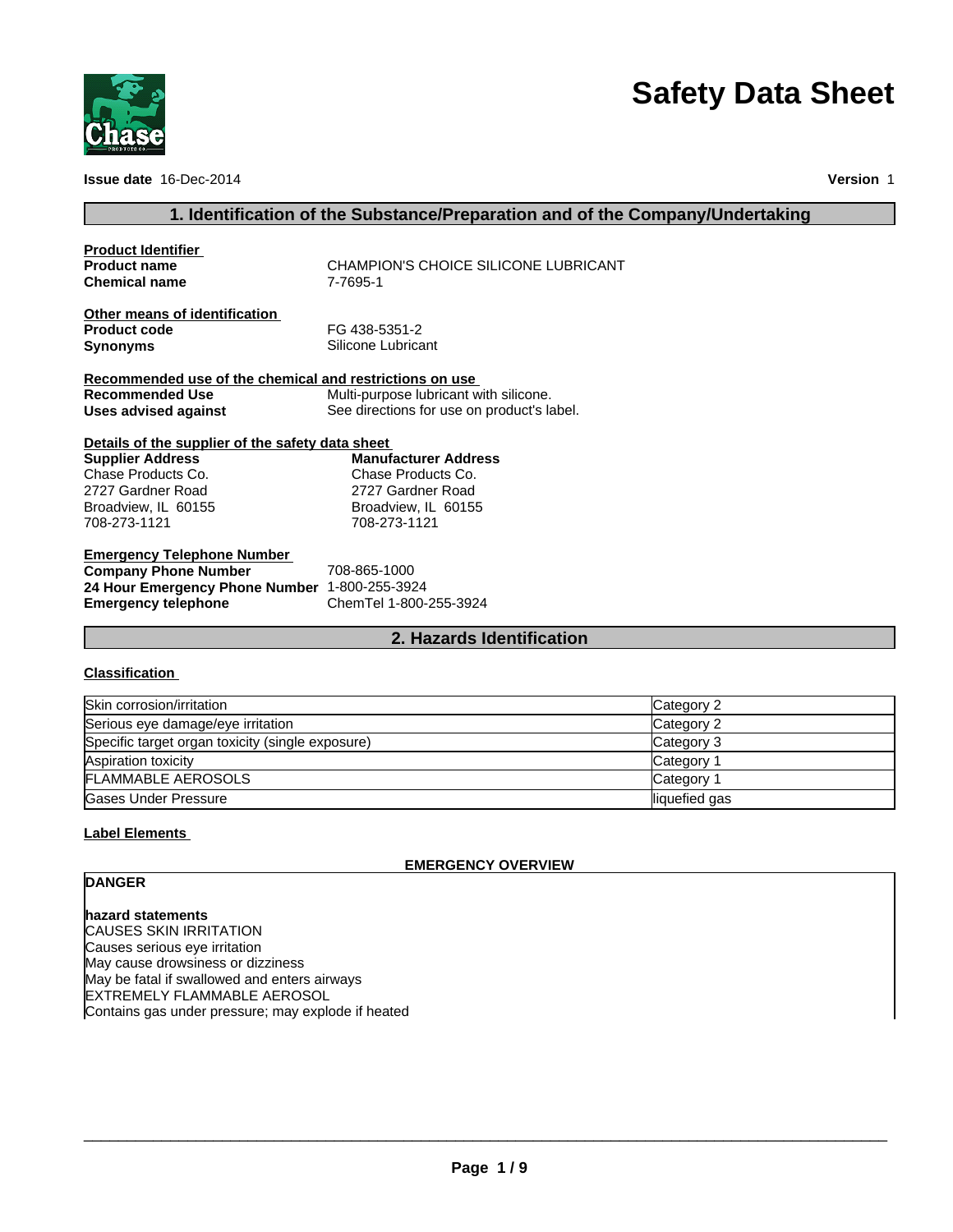# Safety Data Sheet

**Issue date** 16-Dec-2014

**Version** 1

## 1. Identification of the Substance/Preparation and of the Company/Undertaking

**Product Identifier**

**Product name** CHAMPION'S CHOICE SILICONE LUBRICANT

**Chemical name** 7-7695-1

**Other means of identification**

**Product code** FG 438-5351-2

**Synonyms** Silicone Lubricant

**Recommended use of the chemical and restrictions on use**

**Recommended Use** Multi-purpose lubricant with silicone.

**Uses advised against** See directions for use on product's label.

**Details of the supplier of the safety data sheet**

**Supplier Address**
Chase Products Co.
2727 Gardner Road
Broadview, IL 60155
708-273-1121

**Manufacturer Address**
Chase Products Co.
2727 Gardner Road
Broadview, IL 60155
708-273-1121

**Emergency Telephone Number**

**Company Phone Number** 708-865-1000

**24 Hour Emergency Phone Number** 1-800-255-3924

**Emergency telephone** ChemTel 1-800-255-3924

## 2. Hazards Identification

**Classification**

| | |
|---|---|
| Skin corrosion/irritation | Category 2 |
| Serious eye damage/eye irritation | Category 2 |
| Specific target organ toxicity (single exposure) | Category 3 |
| Aspiration toxicity | Category 1 |
| FLAMMABLE AEROSOLS | Category 1 |
| Gases Under Pressure | liquefied gas |

**Label Elements**

**EMERGENCY OVERVIEW**

**DANGER**

**hazard statements**

CAUSES SKIN IRRITATION
Causes serious eye irritation
May cause drowsiness or dizziness
May be fatal if swallowed and enters airways
EXTREMELY FLAMMABLE AEROSOL
Contains gas under pressure; may explode if heated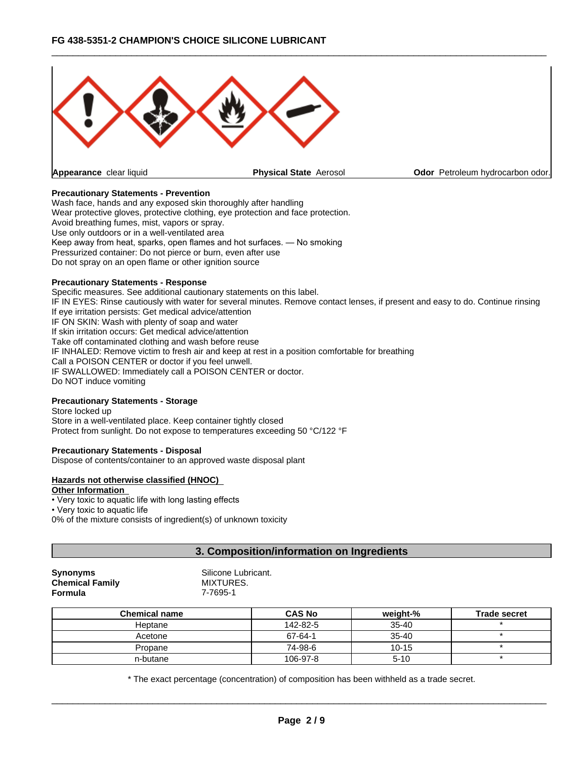**Appearance** clear liquid **Physical State** Aerosol **Odor** Petroleum hydrocarbon odor.

**Precautionary Statements - Prevention**

Wash face, hands and any exposed skin thoroughly after handling
Wear protective gloves, protective clothing, eye protection and face protection.
Avoid breathing fumes, mist, vapors or spray.
Use only outdoors or in a well-ventilated area
Keep away from heat, sparks, open flames and hot surfaces. — No smoking
Pressurized container: Do not pierce or burn, even after use
Do not spray on an open flame or other ignition source

**Precautionary Statements - Response**

Specific measures. See additional cautionary statements on this label.
IF IN EYES: Rinse cautiously with water for several minutes. Remove contact lenses, if present and easy to do. Continue rinsing
If eye irritation persists: Get medical advice/attention
IF ON SKIN: Wash with plenty of soap and water
If skin irritation occurs: Get medical advice/attention
Take off contaminated clothing and wash before reuse
IF INHALED: Remove victim to fresh air and keep at rest in a position comfortable for breathing
Call a POISON CENTER or doctor if you feel unwell.
IF SWALLOWED: Immediately call a POISON CENTER or doctor.
Do NOT induce vomiting

**Precautionary Statements - Storage**

Store locked up
Store in a well-ventilated place. Keep container tightly closed
Protect from sunlight. Do not expose to temperatures exceeding 50 °C/122 °F

**Precautionary Statements - Disposal**

Dispose of contents/container to an approved waste disposal plant

**Hazards not otherwise classified (HNOC)**

**Other Information**

- Very toxic to aquatic life with long lasting effects
- Very toxic to aquatic life

0% of the mixture consists of ingredient(s) of unknown toxicity

## 3. Composition/information on Ingredients

**Synonyms** Silicone Lubricant.
**Chemical Family** MIXTURES.
**Formula** 7-7695-1

| Chemical name | CAS No | weight-% | Trade secret |
|---|---|---|---|
| Heptane | 142-82-5 | 35-40 | * |
| Acetone | 67-64-1 | 35-40 | * |
| Propane | 74-98-6 | 10-15 | * |
| n-butane | 106-97-8 | 5-10 | * |

* The exact percentage (concentration) of composition has been withheld as a trade secret.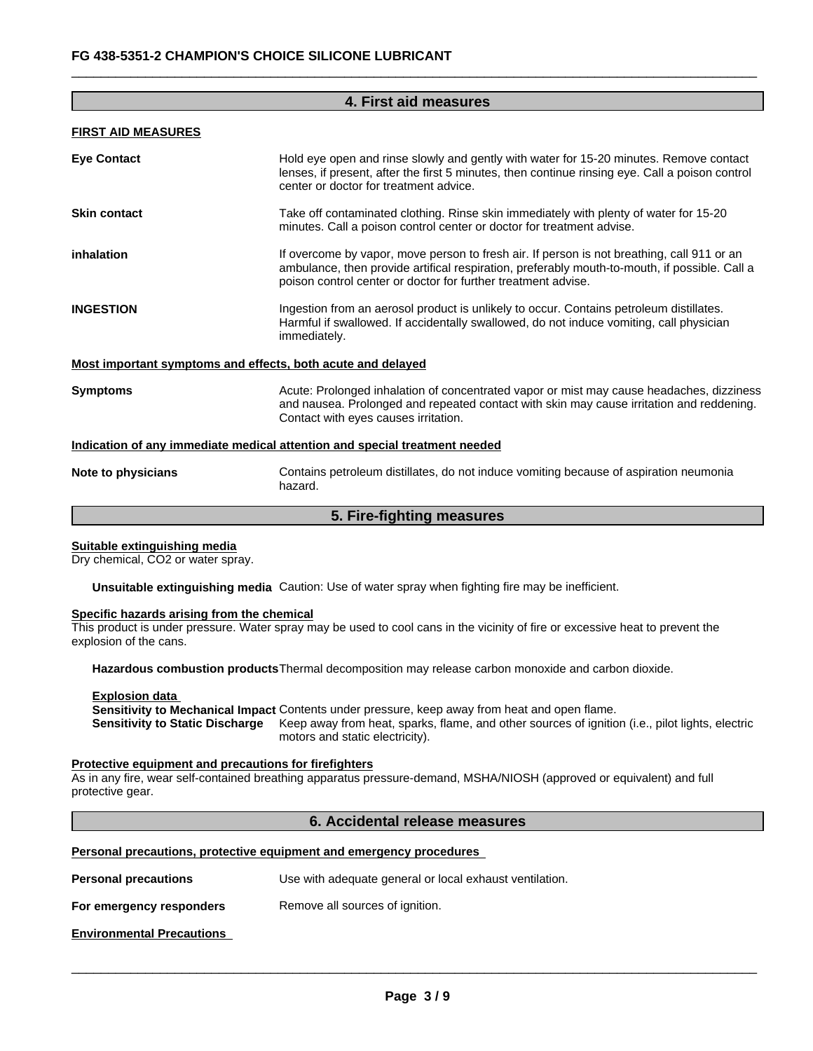## 4. First aid measures

**FIRST AID MEASURES**

| | |
|---|---|
| **Eye Contact** | Hold eye open and rinse slowly and gently with water for 15-20 minutes. Remove contact lenses, if present, after the first 5 minutes, then continue rinsing eye. Call a poison control center or doctor for treatment advice. |
| **Skin contact** | Take off contaminated clothing. Rinse skin immediately with plenty of water for 15-20 minutes. Call a poison control center or doctor for treatment advise. |
| **inhalation** | If overcome by vapor, move person to fresh air. If person is not breathing, call 911 or an ambulance, then provide artifical respiration, preferably mouth-to-mouth, if possible. Call a poison control center or doctor for further treatment advise. |
| **INGESTION** | Ingestion from an aerosol product is unlikely to occur. Contains petroleum distillates. Harmful if swallowed. If accidentally swallowed, do not induce vomiting, call physician immediately. |

**Most important symptoms and effects, both acute and delayed**

| | |
|---|---|
| **Symptoms** | Acute: Prolonged inhalation of concentrated vapor or mist may cause headaches, dizziness and nausea. Prolonged and repeated contact with skin may cause irritation and reddening. Contact with eyes causes irritation. |

**Indication of any immediate medical attention and special treatment needed**

| | |
|---|---|
| **Note to physicians** | Contains petroleum distillates, do not induce vomiting because of aspiration neumonia hazard. |

## 5. Fire-fighting measures

**Suitable extinguishing media**
Dry chemical, $CO_2$ or water spray.

**Unsuitable extinguishing media** Caution: Use of water spray when fighting fire may be inefficient.

**Specific hazards arising from the chemical**
This product is under pressure. Water spray may be used to cool cans in the vicinity of fire or excessive heat to prevent the explosion of the cans.

**Hazardous combustion products** Thermal decomposition may release carbon monoxide and carbon dioxide.

**Explosion data**
**Sensitivity to Mechanical Impact** Contents under pressure, keep away from heat and open flame.
**Sensitivity to Static Discharge** Keep away from heat, sparks, flame, and other sources of ignition (i.e., pilot lights, electric motors and static electricity).

**Protective equipment and precautions for firefighters**
As in any fire, wear self-contained breathing apparatus pressure-demand, MSHA/NIOSH (approved or equivalent) and full protective gear.

## 6. Accidental release measures

**Personal precautions, protective equipment and emergency procedures**

| | |
|---|---|
| **Personal precautions** | Use with adequate general or local exhaust ventilation. |
| **For emergency responders** | Remove all sources of ignition. |

**Environmental Precautions**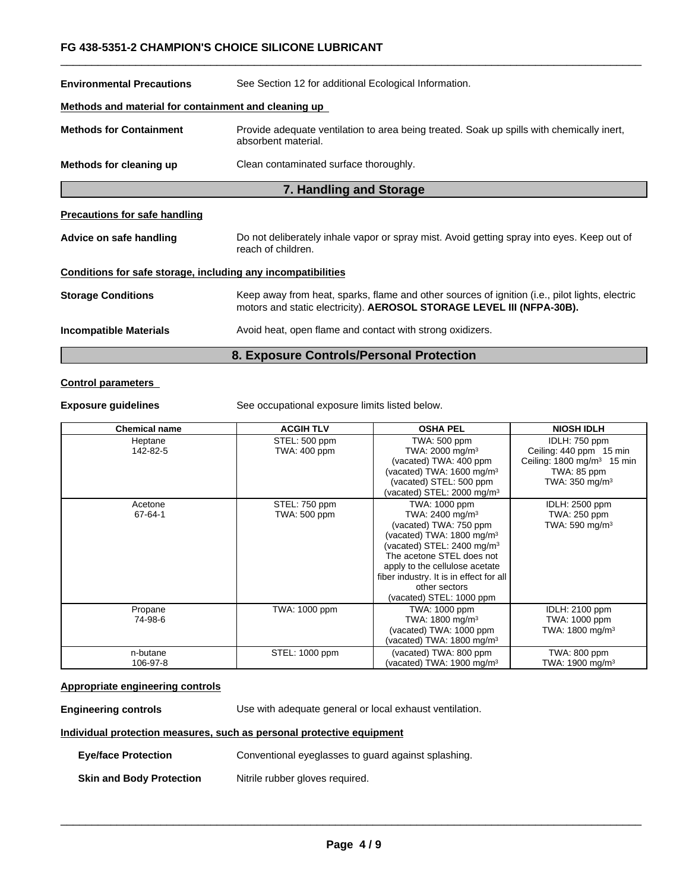**Environmental Precautions** See Section 12 for additional Ecological Information.

**Methods and material for containment and cleaning up**

**Methods for Containment** Provide adequate ventilation to area being treated. Soak up spills with chemically inert, absorbent material.

**Methods for cleaning up** Clean contaminated surface thoroughly.

## 7. Handling and Storage

**Precautions for safe handling**

**Advice on safe handling** Do not deliberately inhale vapor or spray mist. Avoid getting spray into eyes. Keep out of reach of children.

**Conditions for safe storage, including any incompatibilities**

**Storage Conditions** Keep away from heat, sparks, flame and other sources of ignition (i.e., pilot lights, electric motors and static electricity). **AEROSOL STORAGE LEVEL III (NFPA-30B).**

**Incompatible Materials** Avoid heat, open flame and contact with strong oxidizers.

## 8. Exposure Controls/Personal Protection

**Control parameters**

**Exposure guidelines** See occupational exposure limits listed below.

| Chemical name | ACGIH TLV | OSHA PEL | NIOSH IDLH |
|---|---|---|---|
| Heptane<br>142-82-5 | STEL: 500 ppm<br>TWA: 400 ppm | TWA: 500 ppm<br>TWA: 2000 mg/m³<br>(vacated) TWA: 400 ppm<br>(vacated) TWA: 1600 mg/m³<br>(vacated) STEL: 500 ppm<br>(vacated) STEL: 2000 mg/m³ | IDLH: 750 ppm<br>Ceiling: 440 ppm 15 min<br>Ceiling: 1800 mg/m³ 15 min<br>TWA: 85 ppm<br>TWA: 350 mg/m³ |
| Acetone<br>67-64-1 | STEL: 750 ppm<br>TWA: 500 ppm | TWA: 1000 ppm<br>TWA: 2400 mg/m³<br>(vacated) TWA: 750 ppm<br>(vacated) TWA: 1800 mg/m³<br>(vacated) STEL: 2400 mg/m³<br>The acetone STEL does not apply to the cellulose acetate fiber industry. It is in effect for all other sectors<br>(vacated) STEL: 1000 ppm | IDLH: 2500 ppm<br>TWA: 250 ppm<br>TWA: 590 mg/m³ |
| Propane<br>74-98-6 | TWA: 1000 ppm | TWA: 1000 ppm<br>TWA: 1800 mg/m³<br>(vacated) TWA: 1000 ppm<br>(vacated) TWA: 1800 mg/m³ | IDLH: 2100 ppm<br>TWA: 1000 ppm<br>TWA: 1800 mg/m³ |
| n-butane<br>106-97-8 | STEL: 1000 ppm | (vacated) TWA: 800 ppm<br>(vacated) TWA: 1900 mg/m³ | TWA: 800 ppm<br>TWA: 1900 mg/m³ |

**Appropriate engineering controls**

**Engineering controls** Use with adequate general or local exhaust ventilation.

**Individual protection measures, such as personal protective equipment**

**Eye/face Protection** Conventional eyeglasses to guard against splashing.

**Skin and Body Protection** Nitrile rubber gloves required.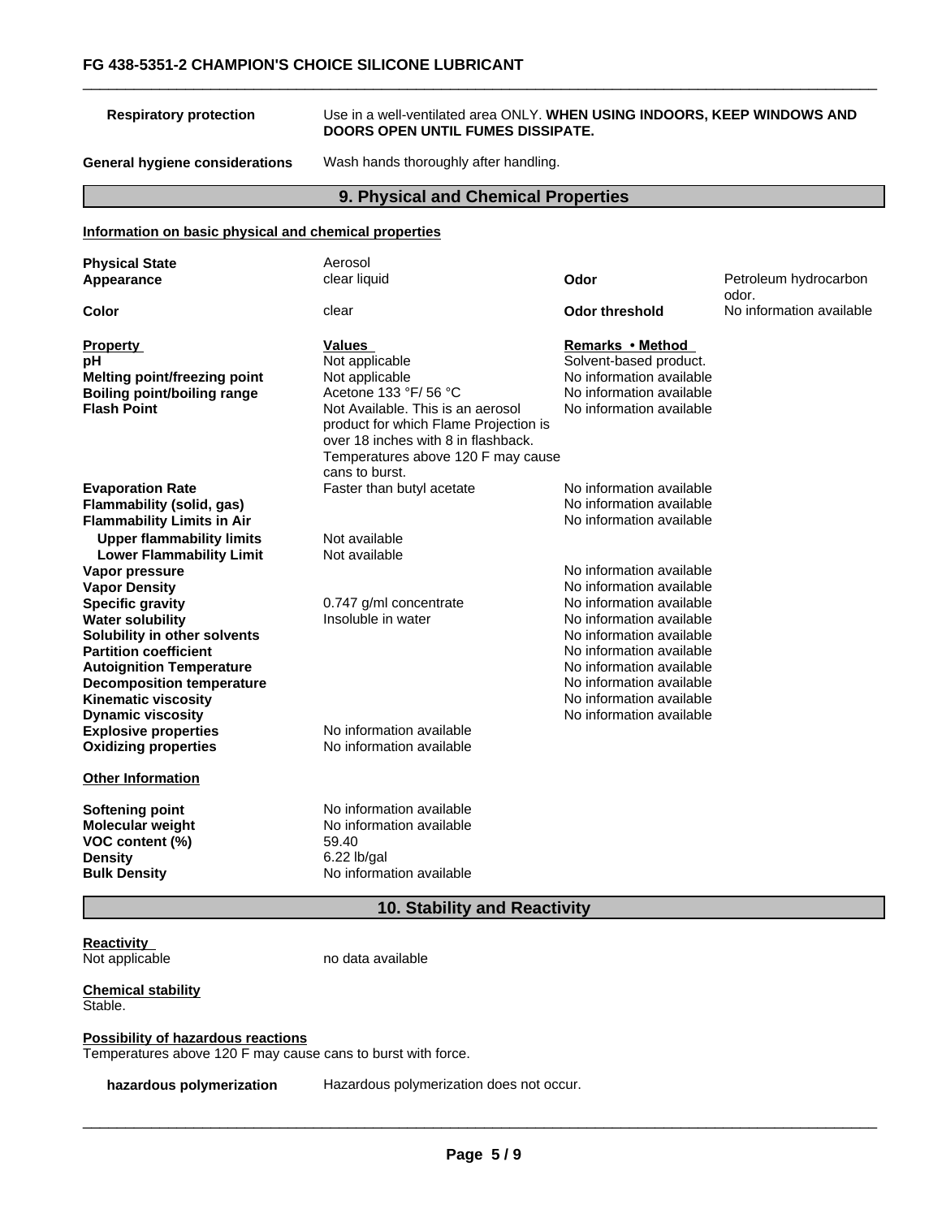| | |
|---|---|
| **Respiratory protection** | Use in a well-ventilated area ONLY. **WHEN USING INDOORS, KEEP WINDOWS AND DOORS OPEN UNTIL FUMES DISSIPATE.** |
| **General hygiene considerations** | Wash hands thoroughly after handling. |

## 9. Physical and Chemical Properties

**Information on basic physical and chemical properties**

| | | | |
|---|---|---|---|
| **Physical State** | Aerosol | | |
| **Appearance** | clear liquid | **Odor** | Petroleum hydrocarbon odor. |
| **Color** | clear | **Odor threshold** | No information available |

| **Property** | **Values** | **Remarks • Method** |
|---|---|---|
| **pH** | Not applicable | Solvent-based product. |
| **Melting point/freezing point** | Not applicable | No information available |
| **Boiling point/boiling range** | Acetone 133 °F/ 56 °C | No information available |
| **Flash Point** | Not Available. This is an aerosol product for which Flame Projection is over 18 inches with 8 in flashback. Temperatures above 120 F may cause cans to burst. | No information available |
| **Evaporation Rate** | Faster than butyl acetate | No information available |
| **Flammability (solid, gas)** | | No information available |
| **Flammability Limits in Air** | | No information available |
| **Upper flammability limits** | Not available | |
| **Lower Flammability Limit** | Not available | |
| **Vapor pressure** | | No information available |
| **Vapor Density** | | No information available |
| **Specific gravity** | 0.747 g/ml concentrate | No information available |
| **Water solubility** | Insoluble in water | No information available |
| **Solubility in other solvents** | | No information available |
| **Partition coefficient** | | No information available |
| **Autoignition Temperature** | | No information available |
| **Decomposition temperature** | | No information available |
| **Kinematic viscosity** | | No information available |
| **Dynamic viscosity** | | No information available |
| **Explosive properties** | No information available | |
| **Oxidizing properties** | No information available | |

**Other Information**

| | |
|---|---|
| **Softening point** | No information available |
| **Molecular weight** | No information available |
| **VOC content (%)** | 59.40 |
| **Density** | 6.22 lb/gal |
| **Bulk Density** | No information available |

## 10. Stability and Reactivity

**Reactivity**

Not applicable — no data available

**Chemical stability**

Stable.

**Possibility of hazardous reactions**

Temperatures above 120 F may cause cans to burst with force.

**hazardous polymerization** — Hazardous polymerization does not occur.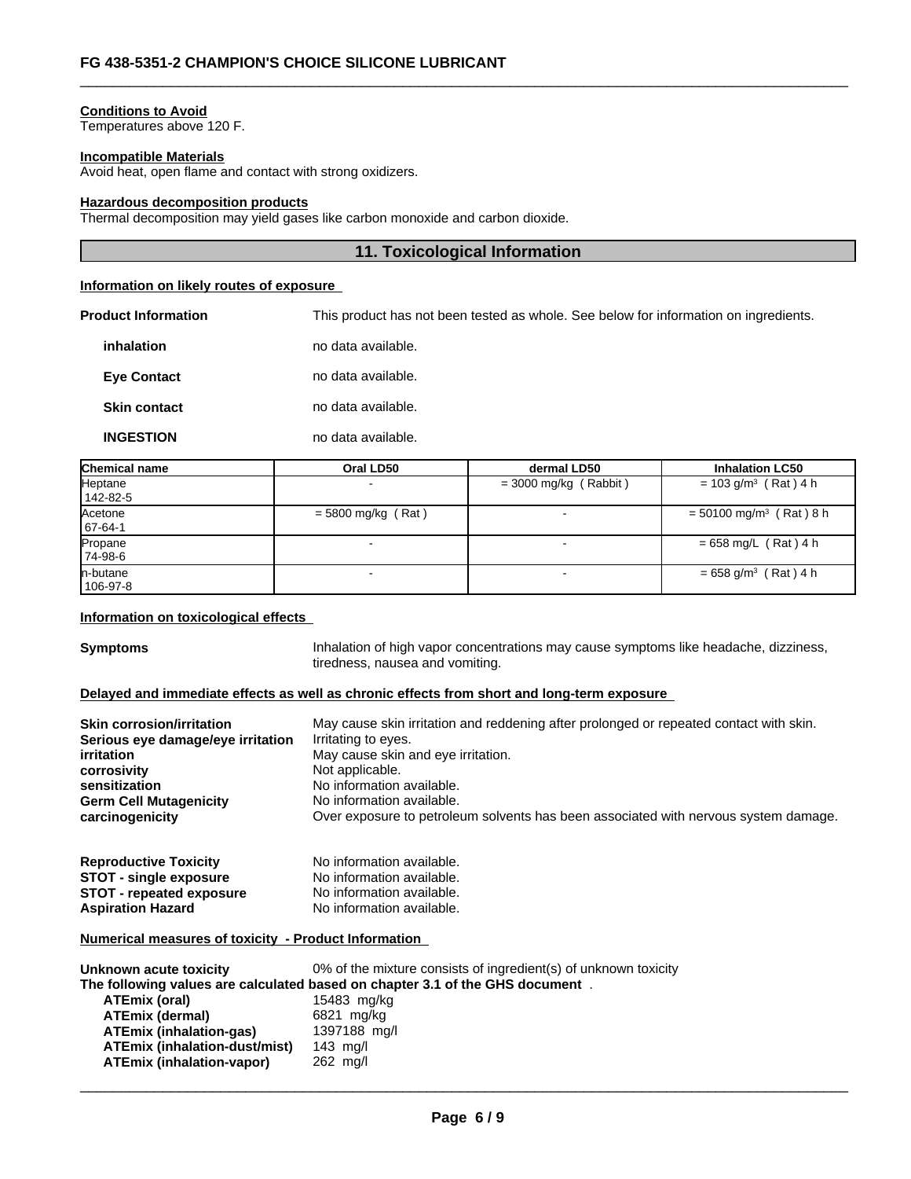**Conditions to Avoid**
Temperatures above 120 F.

**Incompatible Materials**
Avoid heat, open flame and contact with strong oxidizers.

**Hazardous decomposition products**
Thermal decomposition may yield gases like carbon monoxide and carbon dioxide.

## 11. Toxicological Information

**Information on likely routes of exposure**

**Product Information** This product has not been tested as whole. See below for information on ingredients.

**inhalation** no data available.

**Eye Contact** no data available.

**Skin contact** no data available.

**INGESTION** no data available.

| Chemical name | Oral LD50 | dermal LD50 | Inhalation LC50 |
|---|---|---|---|
| Heptane 142-82-5 | - | = 3000 mg/kg ( Rabbit ) | = 103 g/m$^3$ ( Rat ) 4 h |
| Acetone 67-64-1 | = 5800 mg/kg ( Rat ) | - | = 50100 mg/m$^3$ ( Rat ) 8 h |
| Propane 74-98-6 | - | - | = 658 mg/L ( Rat ) 4 h |
| n-butane 106-97-8 | - | - | = 658 g/m$^3$ ( Rat ) 4 h |

**Information on toxicological effects**

**Symptoms** Inhalation of high vapor concentrations may cause symptoms like headache, dizziness, tiredness, nausea and vomiting.

**Delayed and immediate effects as well as chronic effects from short and long-term exposure**

**Skin corrosion/irritation** May cause skin irritation and reddening after prolonged or repeated contact with skin.
**Serious eye damage/eye irritation** Irritating to eyes.
**irritation** May cause skin and eye irritation.
**corrosivity** Not applicable.
**sensitization** No information available.
**Germ Cell Mutagenicity** No information available.
**carcinogenicity** Over exposure to petroleum solvents has been associated with nervous system damage.

**Reproductive Toxicity** No information available.
**STOT - single exposure** No information available.
**STOT - repeated exposure** No information available.
**Aspiration Hazard** No information available.

**Numerical measures of toxicity - Product Information**

**Unknown acute toxicity** 0% of the mixture consists of ingredient(s) of unknown toxicity
**The following values are calculated based on chapter 3.1 of the GHS document** .
**ATEmix (oral)** 15483 mg/kg
**ATEmix (dermal)** 6821 mg/kg
**ATEmix (inhalation-gas)** 1397188 mg/l
**ATEmix (inhalation-dust/mist)** 143 mg/l
**ATEmix (inhalation-vapor)** 262 mg/l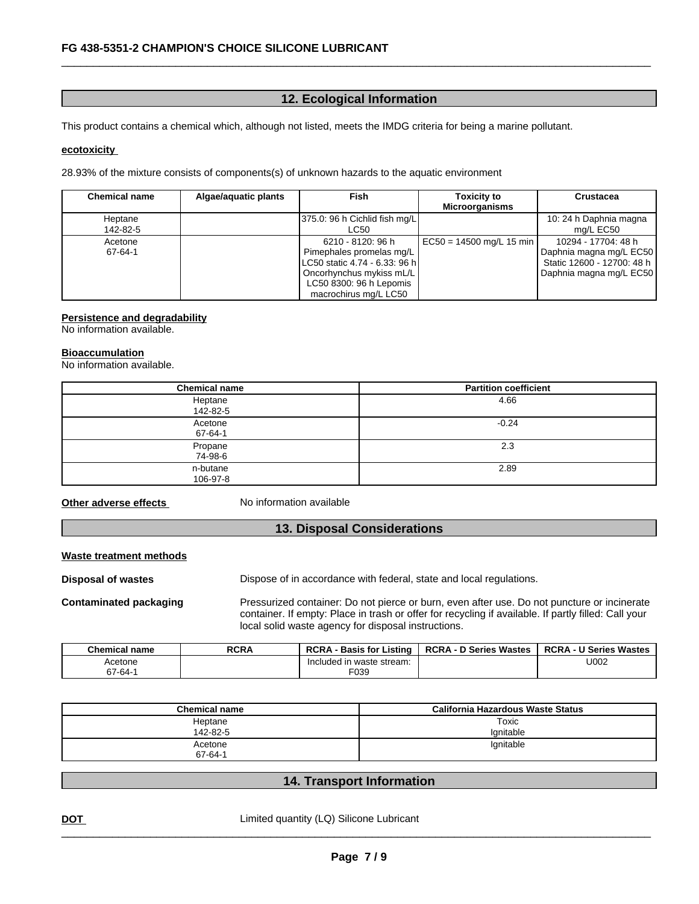## 12. Ecological Information

This product contains a chemical which, although not listed, meets the IMDG criteria for being a marine pollutant.

**ecotoxicity**

28.93% of the mixture consists of components(s) of unknown hazards to the aquatic environment

| Chemical name | Algae/aquatic plants | Fish | Toxicity to Microorganisms | Crustacea |
|---|---|---|---|---|
| Heptane 142-82-5 | | 375.0: 96 h Cichlid fish mg/L LC50 | | 10: 24 h Daphnia magna mg/L EC50 |
| Acetone 67-64-1 | | 6210 - 8120: 96 h Pimephales promelas mg/L LC50 static 4.74 - 6.33: 96 h Oncorhynchus mykiss mL/L LC50 8300: 96 h Lepomis macrochirus mg/L LC50 | EC50 = 14500 mg/L 15 min | 10294 - 17704: 48 h Daphnia magna mg/L EC50 Static 12600 - 12700: 48 h Daphnia magna mg/L EC50 |

**Persistence and degradability**
No information available.

**Bioaccumulation**
No information available.

| Chemical name | Partition coefficient |
|---|---|
| Heptane 142-82-5 | 4.66 |
| Acetone 67-64-1 | -0.24 |
| Propane 74-98-6 | 2.3 |
| n-butane 106-97-8 | 2.89 |

**Other adverse effects** No information available

## 13. Disposal Considerations

**Waste treatment methods**

**Disposal of wastes** Dispose of in accordance with federal, state and local regulations.

**Contaminated packaging** Pressurized container: Do not pierce or burn, even after use. Do not puncture or incinerate container. If empty: Place in trash or offer for recycling if available. If partly filled: Call your local solid waste agency for disposal instructions.

| Chemical name | RCRA | RCRA - Basis for Listing | RCRA - D Series Wastes | RCRA - U Series Wastes |
|---|---|---|---|---|
| Acetone 67-64-1 | | Included in waste stream: F039 | | U002 |

| Chemical name | California Hazardous Waste Status |
|---|---|
| Heptane 142-82-5 | Toxic Ignitable |
| Acetone 67-64-1 | Ignitable |

## 14. Transport Information

**DOT** Limited quantity (LQ) Silicone Lubricant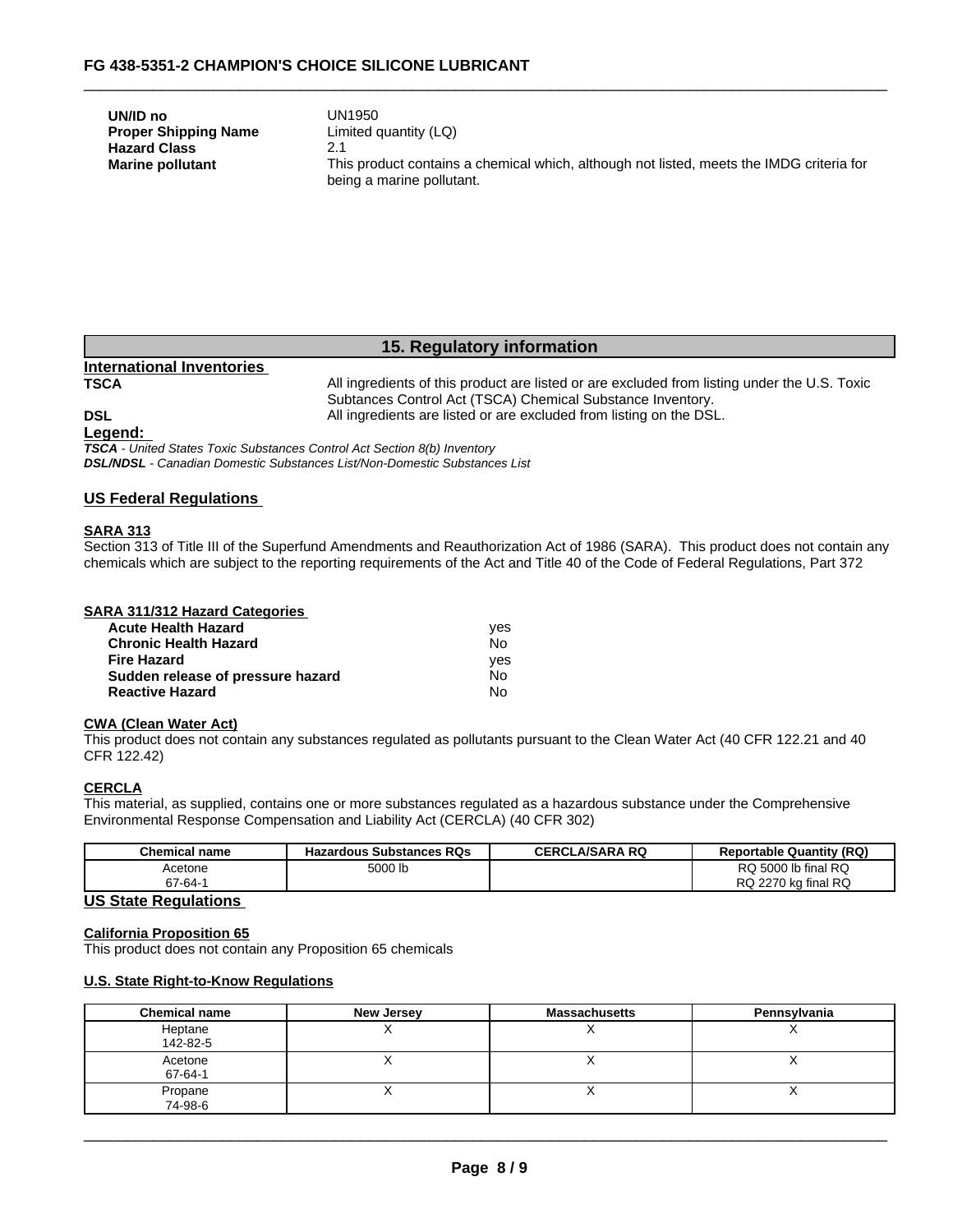| | |
|---|---|
| **UN/ID no** | UN1950 |
| **Proper Shipping Name** | Limited quantity (LQ) |
| **Hazard Class** | 2.1 |
| **Marine pollutant** | This product contains a chemical which, although not listed, meets the IMDG criteria for being a marine pollutant. |

## 15. Regulatory information

### International Inventories

**TSCA** All ingredients of this product are listed or are excluded from listing under the U.S. Toxic Subtances Control Act (TSCA) Chemical Substance Inventory.

**DSL** All ingredients are listed or are excluded from listing on the DSL.

**Legend:**

***TSCA*** *- United States Toxic Substances Control Act Section 8(b) Inventory*
***DSL/NDSL*** *- Canadian Domestic Substances List/Non-Domestic Substances List*

### US Federal Regulations

**SARA 313**

Section 313 of Title III of the Superfund Amendments and Reauthorization Act of 1986 (SARA). This product does not contain any chemicals which are subject to the reporting requirements of the Act and Title 40 of the Code of Federal Regulations, Part 372

**SARA 311/312 Hazard Categories**

| | |
|---|---|
| **Acute Health Hazard** | yes |
| **Chronic Health Hazard** | No |
| **Fire Hazard** | yes |
| **Sudden release of pressure hazard** | No |
| **Reactive Hazard** | No |

**CWA (Clean Water Act)**

This product does not contain any substances regulated as pollutants pursuant to the Clean Water Act (40 CFR 122.21 and 40 CFR 122.42)

**CERCLA**

This material, as supplied, contains one or more substances regulated as a hazardous substance under the Comprehensive Environmental Response Compensation and Liability Act (CERCLA) (40 CFR 302)

| Chemical name | Hazardous Substances RQs | CERCLA/SARA RQ | Reportable Quantity (RQ) |
|---|---|---|---|
| Acetone 67-64-1 | 5000 lb | | RQ 5000 lb final RQ RQ 2270 kg final RQ |

### US State Regulations

**California Proposition 65**

This product does not contain any Proposition 65 chemicals

**U.S. State Right-to-Know Regulations**

| Chemical name | New Jersey | Massachusetts | Pennsylvania |
|---|---|---|---|
| Heptane 142-82-5 | X | X | X |
| Acetone 67-64-1 | X | X | X |
| Propane 74-98-6 | X | X | X |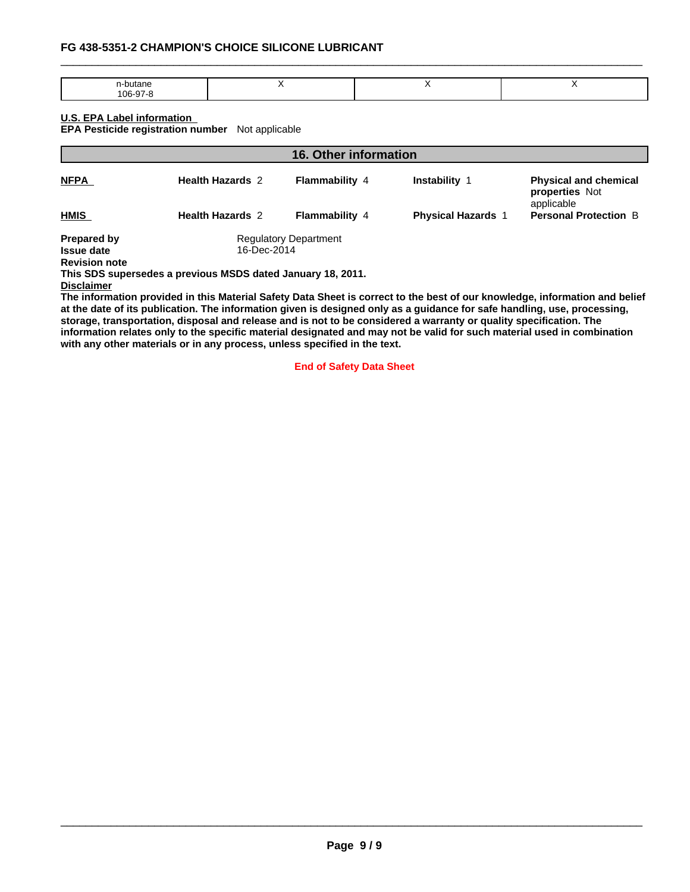| | | | |
|---|---|---|---|
| n-butane 106-97-8 | X | X | X |

**U.S. EPA Label information**

**EPA Pesticide registration number** Not applicable

## 16. Other information

| | | | | |
|---|---|---|---|---|
| **NFPA** | **Health Hazards** 2 | **Flammability** 4 | **Instability** 1 | **Physical and chemical properties** Not applicable |
| **HMIS** | **Health Hazards** 2 | **Flammability** 4 | **Physical Hazards** 1 | **Personal Protection** B |

**Prepared by** Regulatory Department

**Issue date** 16-Dec-2014

**Revision note**

**This SDS supersedes a previous MSDS dated January 18, 2011.**

**Disclaimer**

**The information provided in this Material Safety Data Sheet is correct to the best of our knowledge, information and belief at the date of its publication. The information given is designed only as a guidance for safe handling, use, processing, storage, transportation, disposal and release and is not to be considered a warranty or quality specification. The information relates only to the specific material designated and may not be valid for such material used in combination with any other materials or in any process, unless specified in the text.**

**End of Safety Data Sheet**